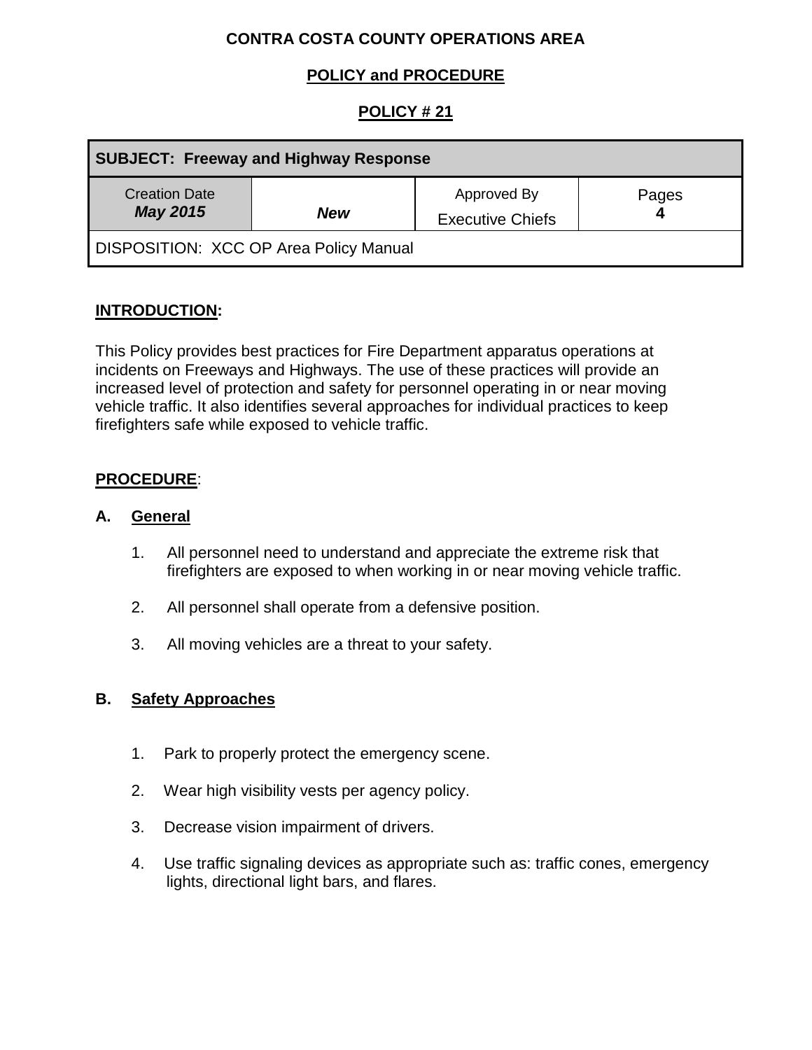**CONTRA COSTA COUNTY OPERATIONS AREA**

**POLICY and PROCEDURE**

**POLICY # 21**

| **SUBJECT: Freeway and Highway Response** | | | |
|---|---|---|---|
| Creation Date ***May 2015*** | ***New*** | Approved By Executive Chiefs | Pages **4** |
| DISPOSITION: XCC OP Area Policy Manual | | | |

## INTRODUCTION:

This Policy provides best practices for Fire Department apparatus operations at incidents on Freeways and Highways. The use of these practices will provide an increased level of protection and safety for personnel operating in or near moving vehicle traffic. It also identifies several approaches for individual practices to keep firefighters safe while exposed to vehicle traffic.

## PROCEDURE:

### A. General

1. All personnel need to understand and appreciate the extreme risk that firefighters are exposed to when working in or near moving vehicle traffic.

2. All personnel shall operate from a defensive position.

3. All moving vehicles are a threat to your safety.

### B. Safety Approaches

1. Park to properly protect the emergency scene.

2. Wear high visibility vests per agency policy.

3. Decrease vision impairment of drivers.

4. Use traffic signaling devices as appropriate such as: traffic cones, emergency lights, directional light bars, and flares.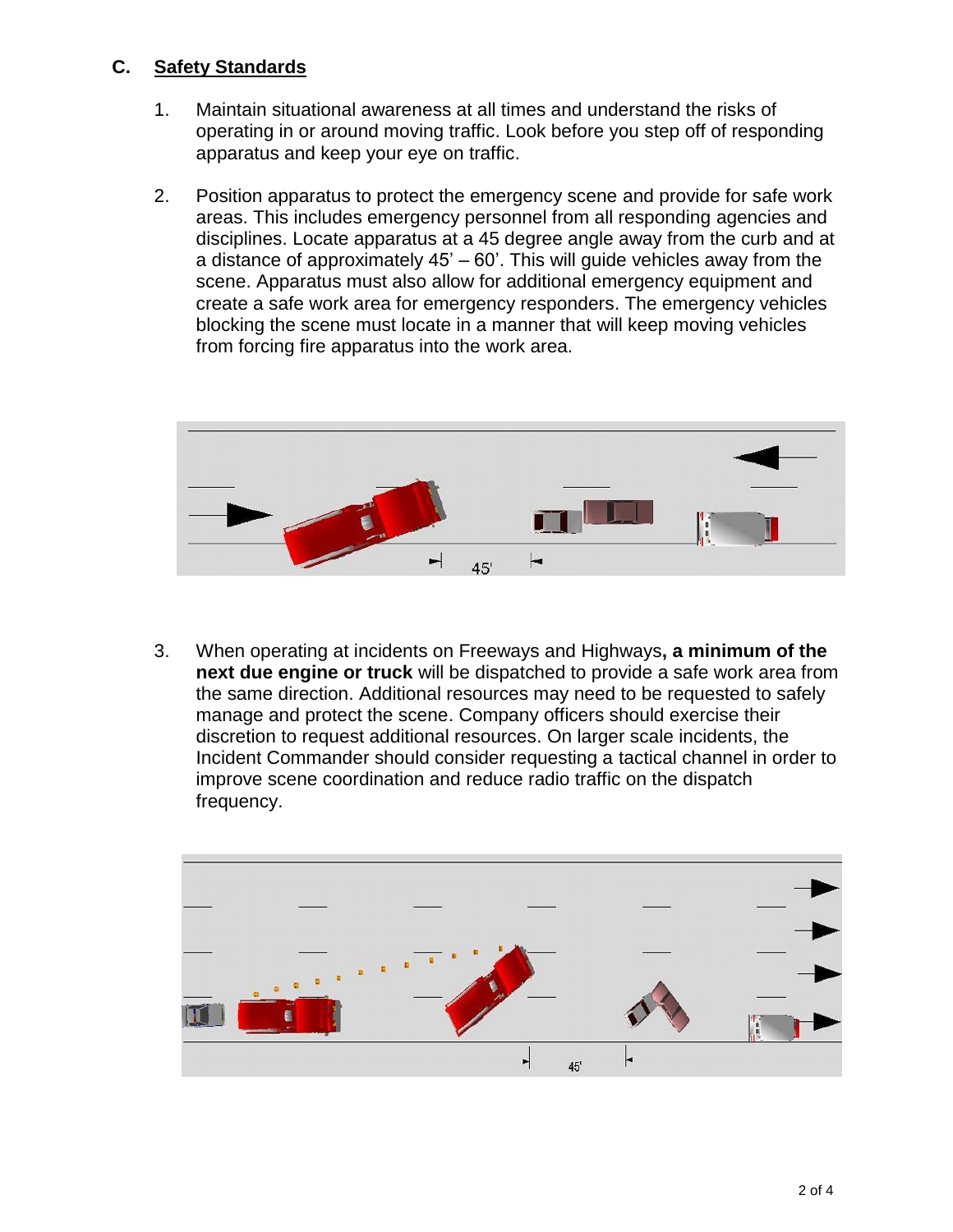## C. Safety Standards

1. Maintain situational awareness at all times and understand the risks of operating in or around moving traffic. Look before you step off of responding apparatus and keep your eye on traffic.

2. Position apparatus to protect the emergency scene and provide for safe work areas. This includes emergency personnel from all responding agencies and disciplines. Locate apparatus at a 45 degree angle away from the curb and at a distance of approximately 45' – 60'. This will guide vehicles away from the scene. Apparatus must also allow for additional emergency equipment and create a safe work area for emergency responders. The emergency vehicles blocking the scene must locate in a manner that will keep moving vehicles from forcing fire apparatus into the work area.

3. When operating at incidents on Freeways and Highways**, a minimum of the next due engine or truck** will be dispatched to provide a safe work area from the same direction. Additional resources may need to be requested to safely manage and protect the scene. Company officers should exercise their discretion to request additional resources. On larger scale incidents, the Incident Commander should consider requesting a tactical channel in order to improve scene coordination and reduce radio traffic on the dispatch frequency.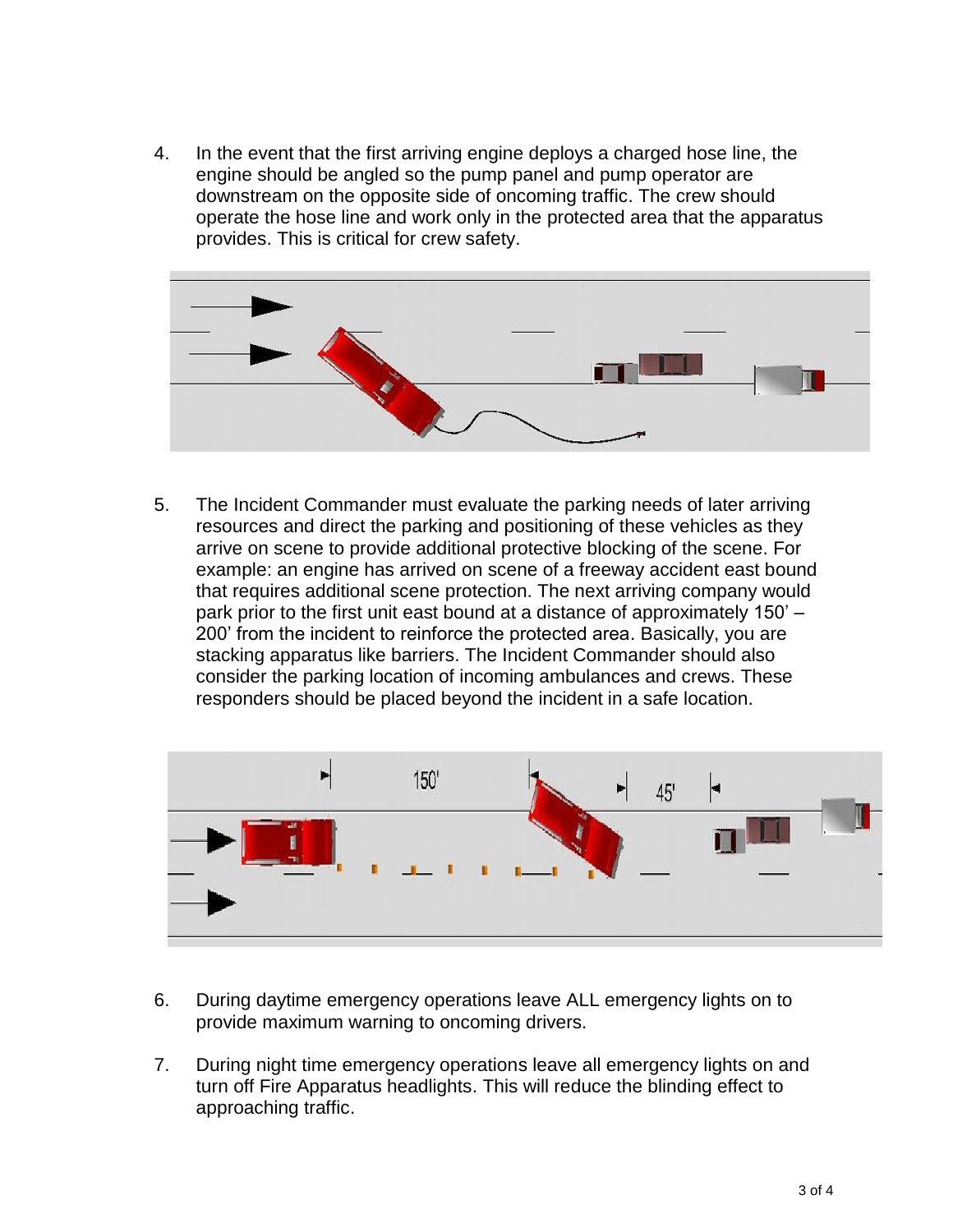4. In the event that the first arriving engine deploys a charged hose line, the engine should be angled so the pump panel and pump operator are downstream on the opposite side of oncoming traffic. The crew should operate the hose line and work only in the protected area that the apparatus provides. This is critical for crew safety.

5. The Incident Commander must evaluate the parking needs of later arriving resources and direct the parking and positioning of these vehicles as they arrive on scene to provide additional protective blocking of the scene. For example: an engine has arrived on scene of a freeway accident east bound that requires additional scene protection. The next arriving company would park prior to the first unit east bound at a distance of approximately 150' – 200' from the incident to reinforce the protected area. Basically, you are stacking apparatus like barriers. The Incident Commander should also consider the parking location of incoming ambulances and crews. These responders should be placed beyond the incident in a safe location.

6. During daytime emergency operations leave ALL emergency lights on to provide maximum warning to oncoming drivers.

7. During night time emergency operations leave all emergency lights on and turn off Fire Apparatus headlights. This will reduce the blinding effect to approaching traffic.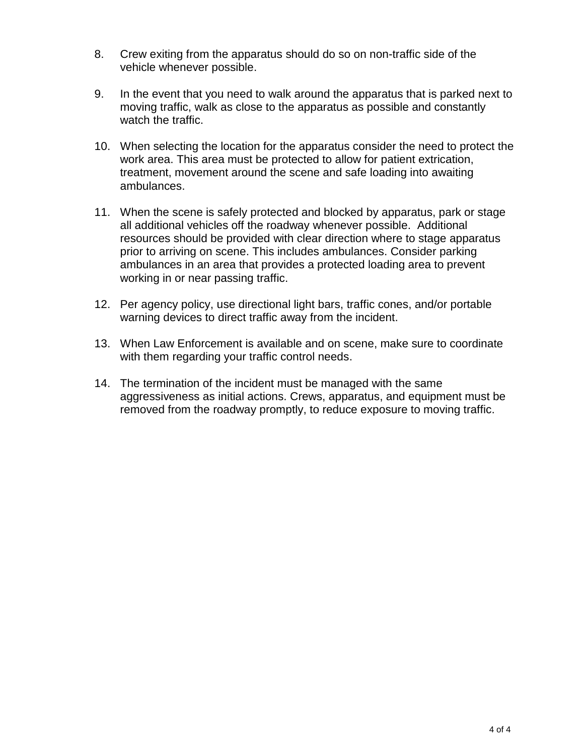8. Crew exiting from the apparatus should do so on non-traffic side of the vehicle whenever possible.

9. In the event that you need to walk around the apparatus that is parked next to moving traffic, walk as close to the apparatus as possible and constantly watch the traffic.

10. When selecting the location for the apparatus consider the need to protect the work area. This area must be protected to allow for patient extrication, treatment, movement around the scene and safe loading into awaiting ambulances.

11. When the scene is safely protected and blocked by apparatus, park or stage all additional vehicles off the roadway whenever possible. Additional resources should be provided with clear direction where to stage apparatus prior to arriving on scene. This includes ambulances. Consider parking ambulances in an area that provides a protected loading area to prevent working in or near passing traffic.

12. Per agency policy, use directional light bars, traffic cones, and/or portable warning devices to direct traffic away from the incident.

13. When Law Enforcement is available and on scene, make sure to coordinate with them regarding your traffic control needs.

14. The termination of the incident must be managed with the same aggressiveness as initial actions. Crews, apparatus, and equipment must be removed from the roadway promptly, to reduce exposure to moving traffic.